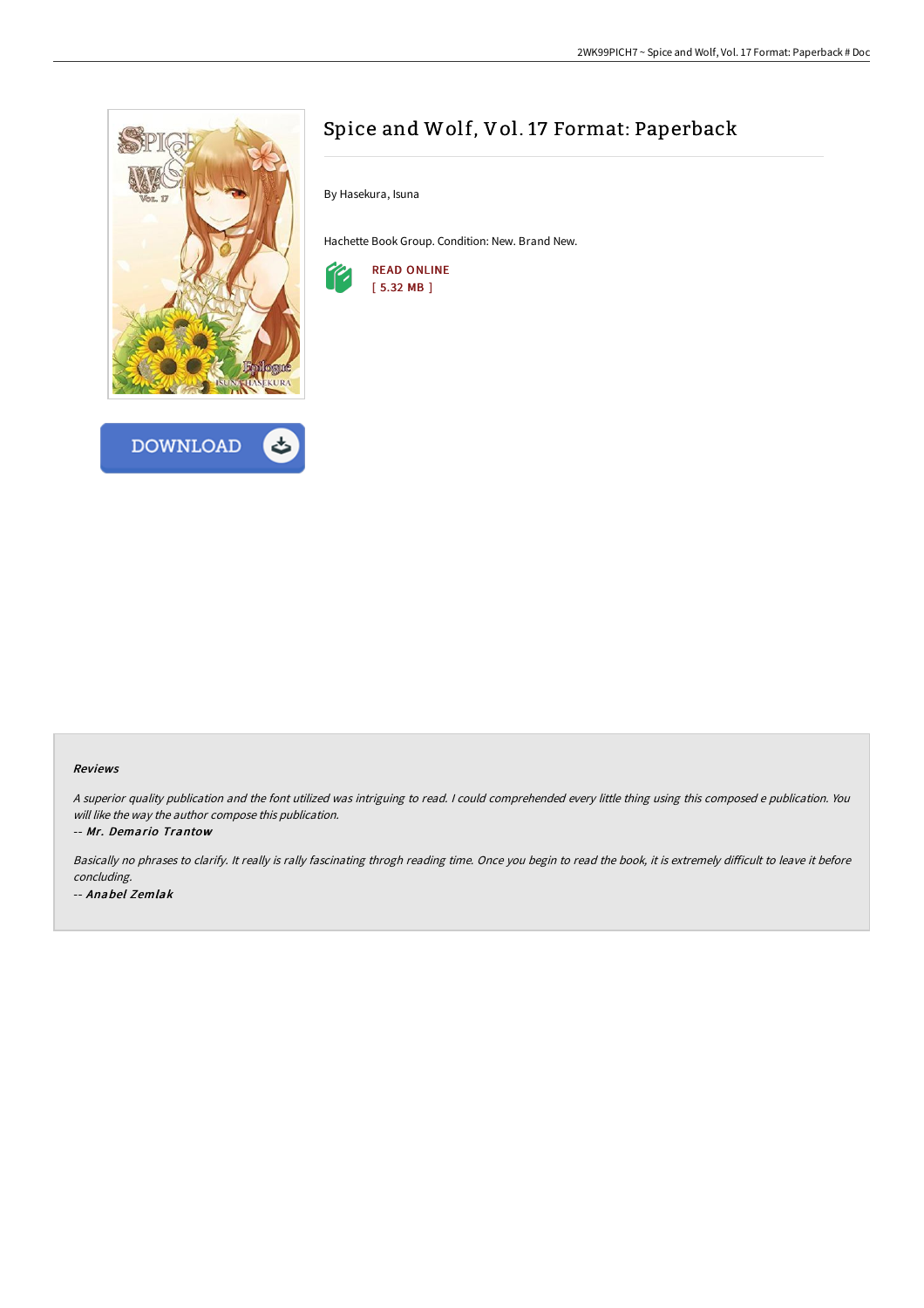# Spice and Wolf, Vol. 17 Format: Paperback

By Hasekura, Isuna

Hachette Book Group. Condition: New. Brand New.

READ ONLINE
[ 5.32 MB ]

DOWNLOAD

### Reviews

*A superior quality publication and the font utilized was intriguing to read. I could comprehended every little thing using this composed e publication. You will like the way the author compose this publication.*

*-- Mr. Demario Trantow*

*Basically no phrases to clarify. It really is rally fascinating throgh reading time. Once you begin to read the book, it is extremely difficult to leave it before concluding.*

*-- Anabel Zemlak*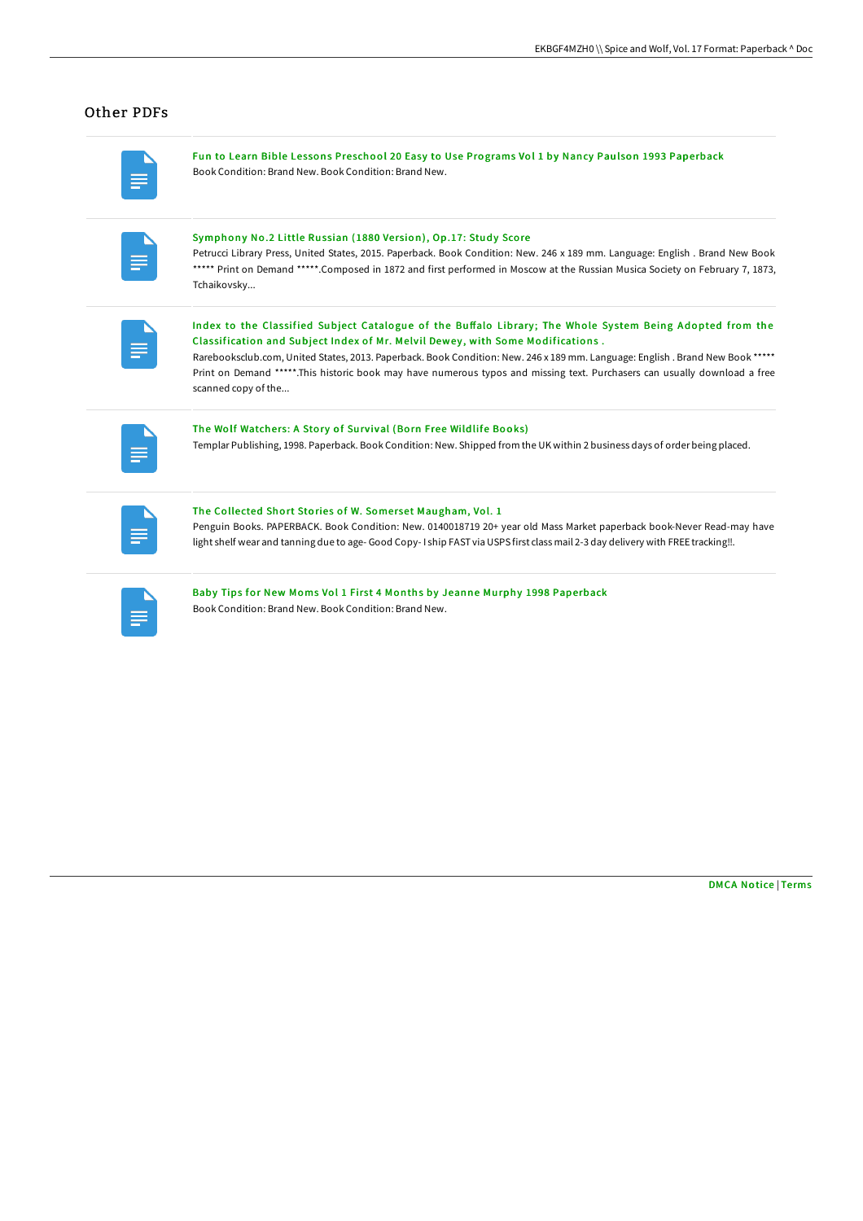## Other PDFs

**Fun to Learn Bible Lessons Preschool 20 Easy to Use Programs Vol 1 by Nancy Paulson 1993 Paperback**
Book Condition: Brand New. Book Condition: Brand New.

**Symphony No.2 Little Russian (1880 Version), Op.17: Study Score**
Petrucci Library Press, United States, 2015. Paperback. Book Condition: New. 246 x 189 mm. Language: English . Brand New Book ***** Print on Demand *****.Composed in 1872 and first performed in Moscow at the Russian Musica Society on February 7, 1873, Tchaikovsky...

**Index to the Classified Subject Catalogue of the Buffalo Library; The Whole System Being Adopted from the Classification and Subject Index of Mr. Melvil Dewey, with Some Modifications .**
Rarebooksclub.com, United States, 2013. Paperback. Book Condition: New. 246 x 189 mm. Language: English . Brand New Book ***** Print on Demand *****.This historic book may have numerous typos and missing text. Purchasers can usually download a free scanned copy of the...

**The Wolf Watchers: A Story of Survival (Born Free Wildlife Books)**
Templar Publishing, 1998. Paperback. Book Condition: New. Shipped from the UK within 2 business days of order being placed.

**The Collected Short Stories of W. Somerset Maugham, Vol. 1**
Penguin Books. PAPERBACK. Book Condition: New. 0140018719 20+ year old Mass Market paperback book-Never Read-may have light shelf wear and tanning due to age- Good Copy- I ship FAST via USPS first class mail 2-3 day delivery with FREE tracking!!.

**Baby Tips for New Moms Vol 1 First 4 Months by Jeanne Murphy 1998 Paperback**
Book Condition: Brand New. Book Condition: Brand New.

DMCA Notice | Terms